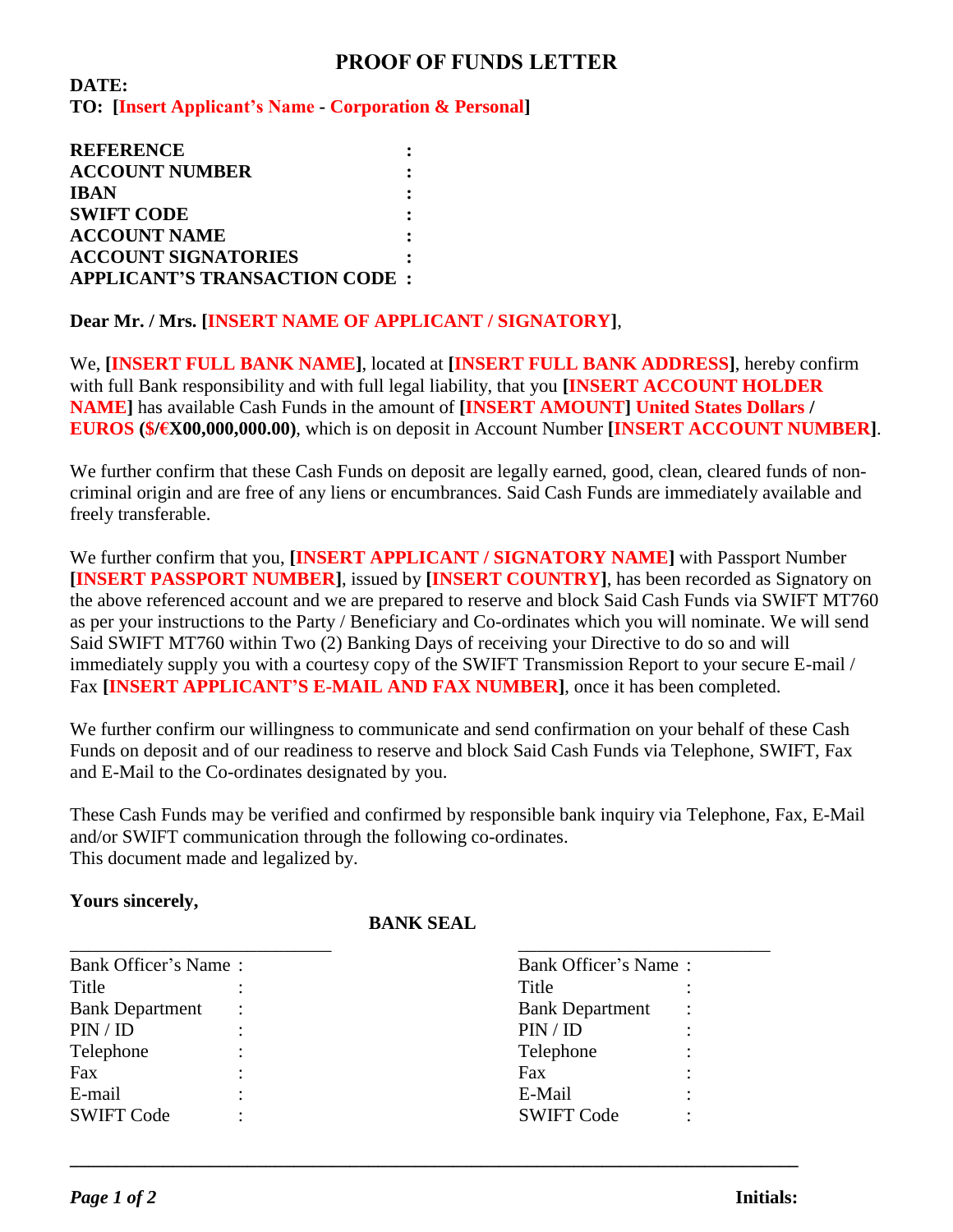# PROOF OF FUNDS LETTER

**DATE:**
**TO: [Insert Applicant's Name - Corporation & Personal]**

**REFERENCE :**
**ACCOUNT NUMBER :**
**IBAN :**
**SWIFT CODE :**
**ACCOUNT NAME :**
**ACCOUNT SIGNATORIES :**
**APPLICANT'S TRANSACTION CODE :**

**Dear Mr. / Mrs. [INSERT NAME OF APPLICANT / SIGNATORY]**,

We, **[INSERT FULL BANK NAME]**, located at **[INSERT FULL BANK ADDRESS]**, hereby confirm with full Bank responsibility and with full legal liability, that you **[INSERT ACCOUNT HOLDER NAME]** has available Cash Funds in the amount of **[INSERT AMOUNT] United States Dollars / EUROS ($/€X00,000,000.00)**, which is on deposit in Account Number **[INSERT ACCOUNT NUMBER]**.

We further confirm that these Cash Funds on deposit are legally earned, good, clean, cleared funds of non-criminal origin and are free of any liens or encumbrances. Said Cash Funds are immediately available and freely transferable.

We further confirm that you, **[INSERT APPLICANT / SIGNATORY NAME]** with Passport Number **[INSERT PASSPORT NUMBER]**, issued by **[INSERT COUNTRY]**, has been recorded as Signatory on the above referenced account and we are prepared to reserve and block Said Cash Funds via SWIFT MT760 as per your instructions to the Party / Beneficiary and Co-ordinates which you will nominate. We will send Said SWIFT MT760 within Two (2) Banking Days of receiving your Directive to do so and will immediately supply you with a courtesy copy of the SWIFT Transmission Report to your secure E-mail / Fax **[INSERT APPLICANT'S E-MAIL AND FAX NUMBER]**, once it has been completed.

We further confirm our willingness to communicate and send confirmation on your behalf of these Cash Funds on deposit and of our readiness to reserve and block Said Cash Funds via Telephone, SWIFT, Fax and E-Mail to the Co-ordinates designated by you.

These Cash Funds may be verified and confirmed by responsible bank inquiry via Telephone, Fax, E-Mail and/or SWIFT communication through the following co-ordinates.
This document made and legalized by.

**Yours sincerely,**

**BANK SEAL**

\_\_\_\_\_\_\_\_\_\_\_\_\_\_\_\_\_\_\_\_\_\_\_\_\_\_

Bank Officer's Name :
Title :
Bank Department :
PIN / ID :
Telephone :
Fax :
E-mail :
SWIFT Code :

\_\_\_\_\_\_\_\_\_\_\_\_\_\_\_\_\_\_\_\_\_\_\_\_\_\_

Bank Officer's Name :
Title :
Bank Department :
PIN / ID :
Telephone :
Fax :
E-Mail :
SWIFT Code :

**Initials:**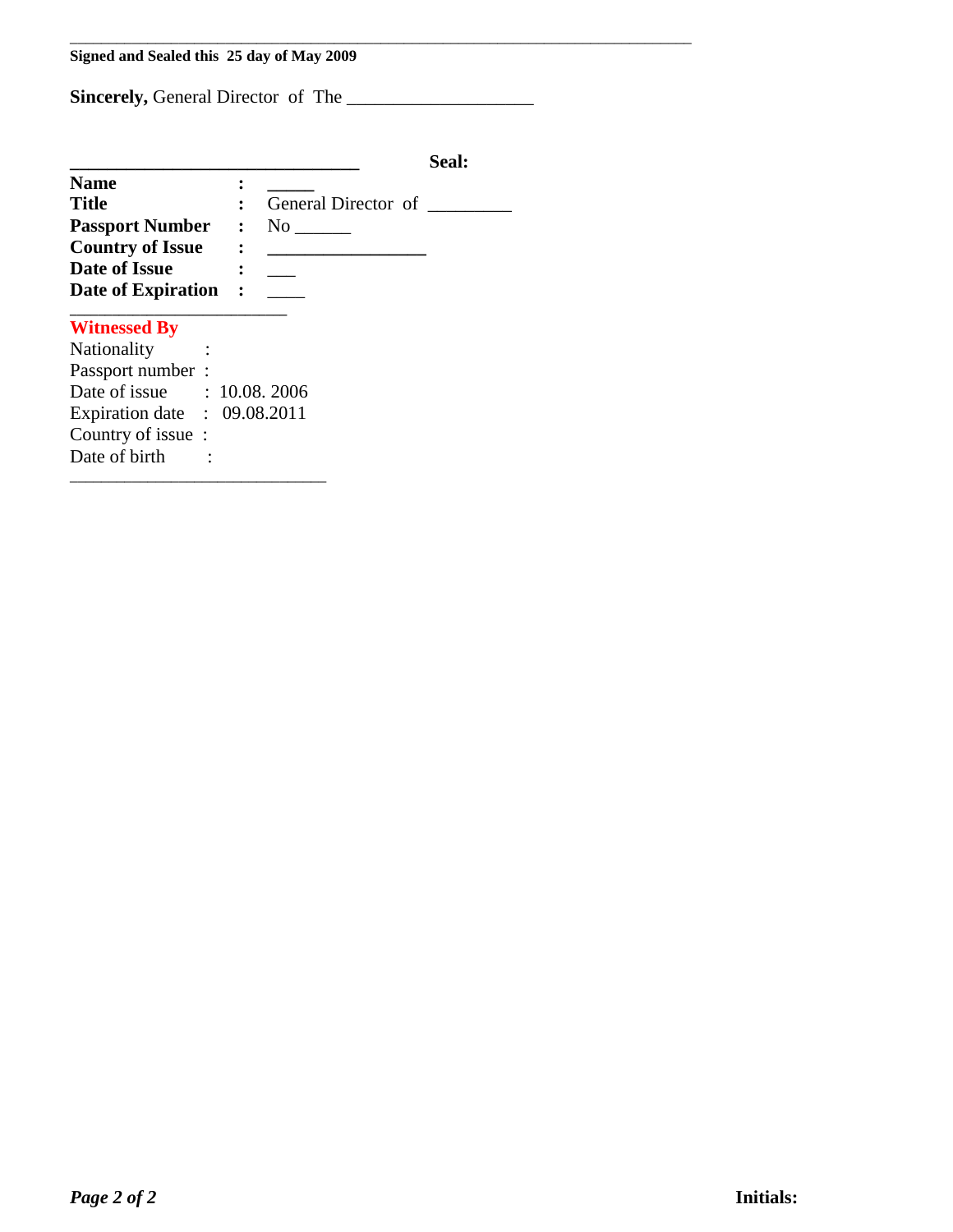_______________________________________________________________________________

**Signed and Sealed this 25 day of May 2009**

**Sincerely,** General Director of The ____________________

**________________________________** **Seal:**

**Name** : **_____**
**Title** : General Director of _________
**Passport Number** : No ______
**Country of Issue** : **_________________**
**Date of Issue** : ___
**Date of Expiration** : ____

________________________

**Witnessed By**

Nationality :
Passport number :
Date of issue : 10.08. 2006
Expiration date : 09.08.2011
Country of issue :
Date of birth :

____________________________

***Page 2 of 2*** **Initials:**